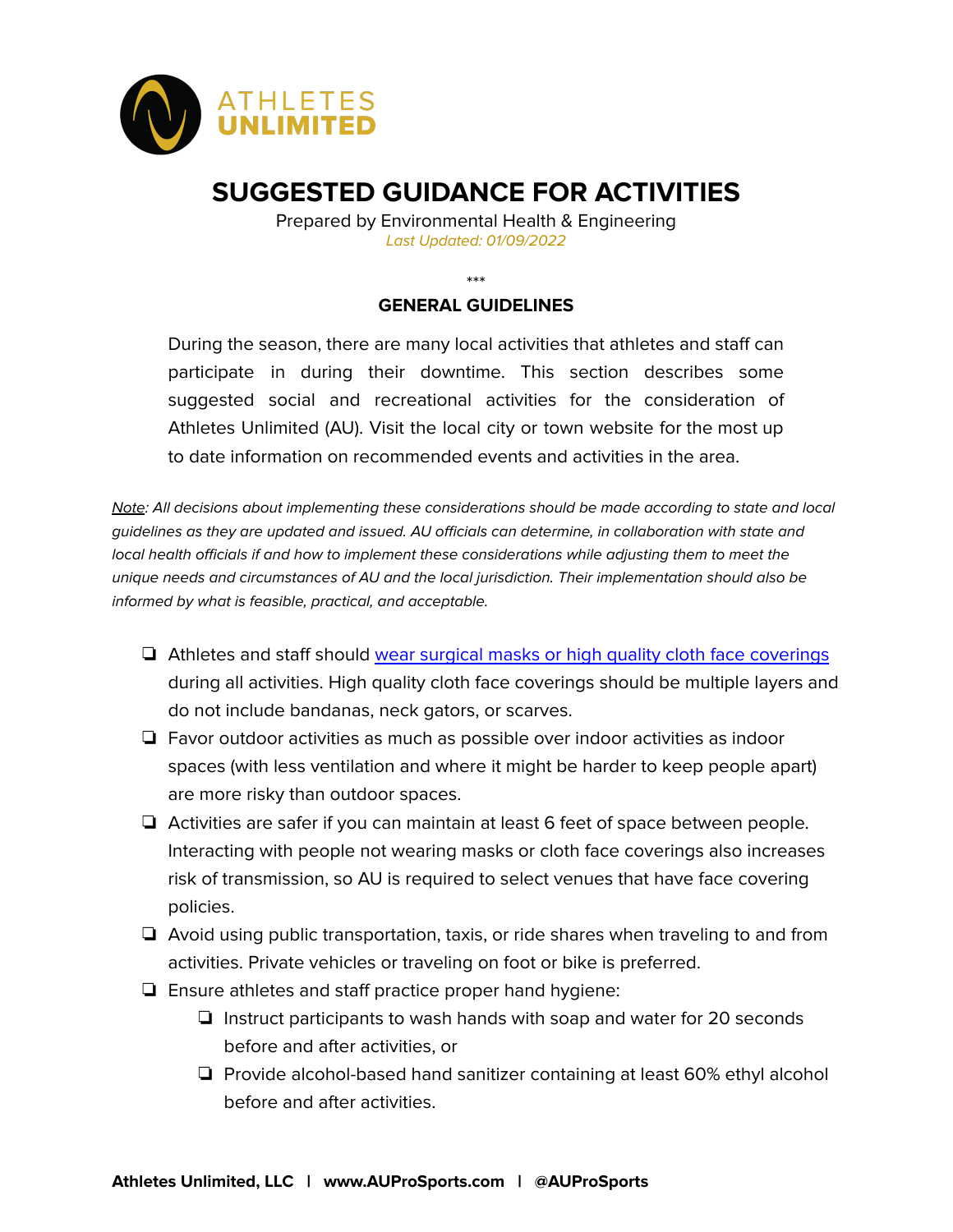ATHLETES UNLIMITED

# SUGGESTED GUIDANCE FOR ACTIVITIES

Prepared by Environmental Health & Engineering

*Last Updated: 01/09/2022*

\*\*\*

## GENERAL GUIDELINES

During the season, there are many local activities that athletes and staff can participate in during their downtime. This section describes some suggested social and recreational activities for the consideration of Athletes Unlimited (AU). Visit the local city or town website for the most up to date information on recommended events and activities in the area.

*Note: All decisions about implementing these considerations should be made according to state and local guidelines as they are updated and issued. AU officials can determine, in collaboration with state and local health officials if and how to implement these considerations while adjusting them to meet the unique needs and circumstances of AU and the local jurisdiction. Their implementation should also be informed by what is feasible, practical, and acceptable.*

- ❑ Athletes and staff should wear surgical masks or high quality cloth face coverings during all activities. High quality cloth face coverings should be multiple layers and do not include bandanas, neck gators, or scarves.
- ❑ Favor outdoor activities as much as possible over indoor activities as indoor spaces (with less ventilation and where it might be harder to keep people apart) are more risky than outdoor spaces.
- ❑ Activities are safer if you can maintain at least 6 feet of space between people. Interacting with people not wearing masks or cloth face coverings also increases risk of transmission, so AU is required to select venues that have face covering policies.
- ❑ Avoid using public transportation, taxis, or ride shares when traveling to and from activities. Private vehicles or traveling on foot or bike is preferred.
- ❑ Ensure athletes and staff practice proper hand hygiene:
  - ❑ Instruct participants to wash hands with soap and water for 20 seconds before and after activities, or
  - ❑ Provide alcohol-based hand sanitizer containing at least 60% ethyl alcohol before and after activities.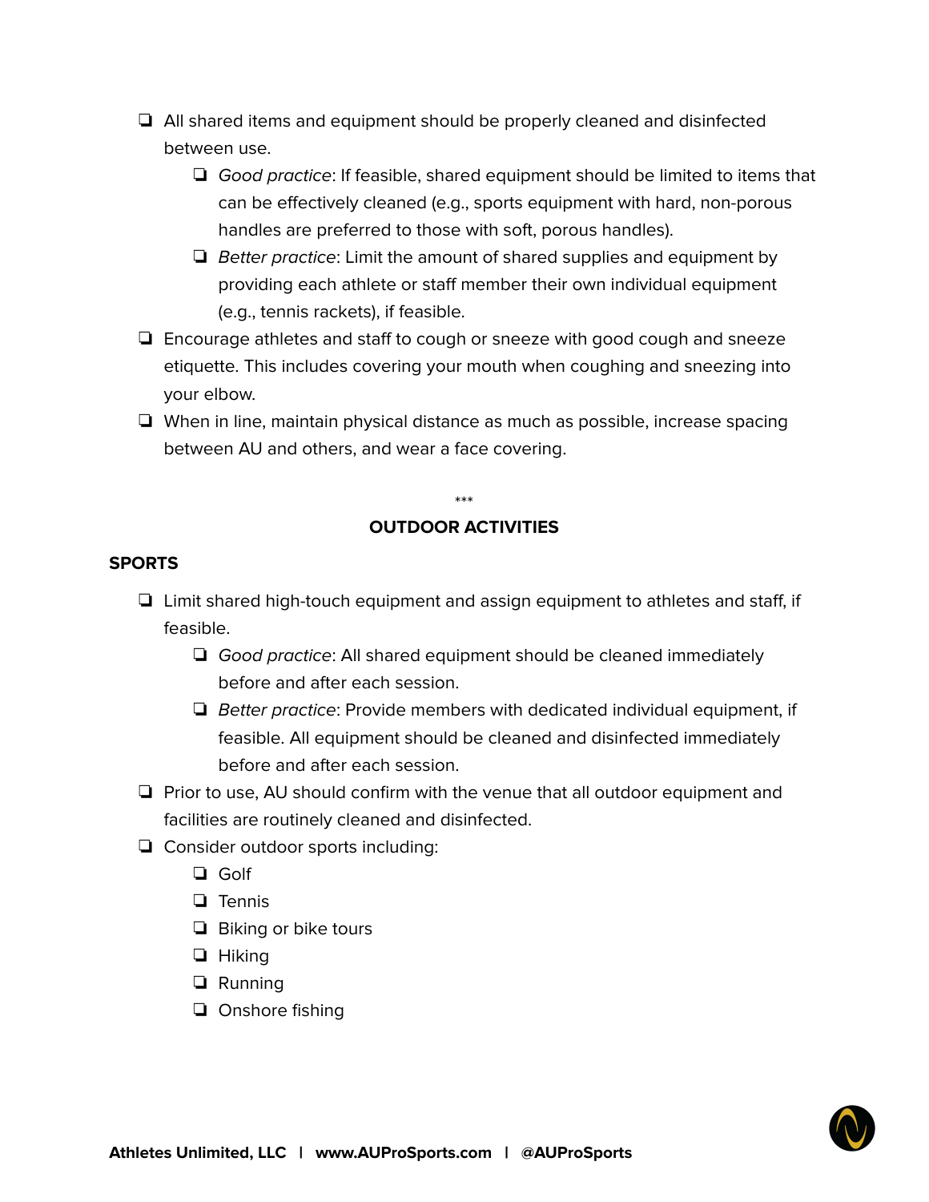- All shared items and equipment should be properly cleaned and disinfected between use.
    - *Good practice*: If feasible, shared equipment should be limited to items that can be effectively cleaned (e.g., sports equipment with hard, non-porous handles are preferred to those with soft, porous handles).
    - *Better practice*: Limit the amount of shared supplies and equipment by providing each athlete or staff member their own individual equipment (e.g., tennis rackets), if feasible.
- Encourage athletes and staff to cough or sneeze with good cough and sneeze etiquette. This includes covering your mouth when coughing and sneezing into your elbow.
- When in line, maintain physical distance as much as possible, increase spacing between AU and others, and wear a face covering.

***

## OUTDOOR ACTIVITIES

### SPORTS

- Limit shared high-touch equipment and assign equipment to athletes and staff, if feasible.
    - *Good practice*: All shared equipment should be cleaned immediately before and after each session.
    - *Better practice*: Provide members with dedicated individual equipment, if feasible. All equipment should be cleaned and disinfected immediately before and after each session.
- Prior to use, AU should confirm with the venue that all outdoor equipment and facilities are routinely cleaned and disinfected.
- Consider outdoor sports including:
    - Golf
    - Tennis
    - Biking or bike tours
    - Hiking
    - Running
    - Onshore fishing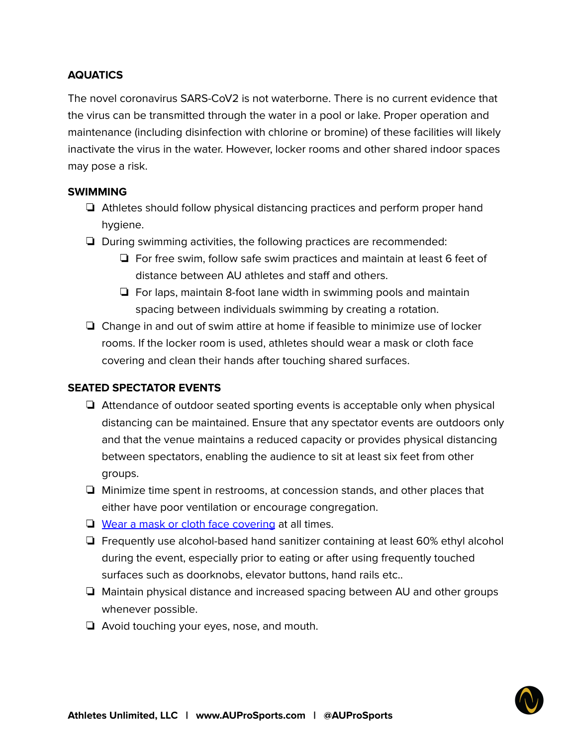## AQUATICS

The novel coronavirus SARS-CoV2 is not waterborne. There is no current evidence that the virus can be transmitted through the water in a pool or lake. Proper operation and maintenance (including disinfection with chlorine or bromine) of these facilities will likely inactivate the virus in the water. However, locker rooms and other shared indoor spaces may pose a risk.

### SWIMMING

- ❏ Athletes should follow physical distancing practices and perform proper hand hygiene.
- ❏ During swimming activities, the following practices are recommended:
  - ❏ For free swim, follow safe swim practices and maintain at least 6 feet of distance between AU athletes and staff and others.
  - ❏ For laps, maintain 8-foot lane width in swimming pools and maintain spacing between individuals swimming by creating a rotation.
- ❏ Change in and out of swim attire at home if feasible to minimize use of locker rooms. If the locker room is used, athletes should wear a mask or cloth face covering and clean their hands after touching shared surfaces.

### SEATED SPECTATOR EVENTS

- ❏ Attendance of outdoor seated sporting events is acceptable only when physical distancing can be maintained. Ensure that any spectator events are outdoors only and that the venue maintains a reduced capacity or provides physical distancing between spectators, enabling the audience to sit at least six feet from other groups.
- ❏ Minimize time spent in restrooms, at concession stands, and other places that either have poor ventilation or encourage congregation.
- ❏ Wear a mask or cloth face covering at all times.
- ❏ Frequently use alcohol-based hand sanitizer containing at least 60% ethyl alcohol during the event, especially prior to eating or after using frequently touched surfaces such as doorknobs, elevator buttons, hand rails etc..
- ❏ Maintain physical distance and increased spacing between AU and other groups whenever possible.
- ❏ Avoid touching your eyes, nose, and mouth.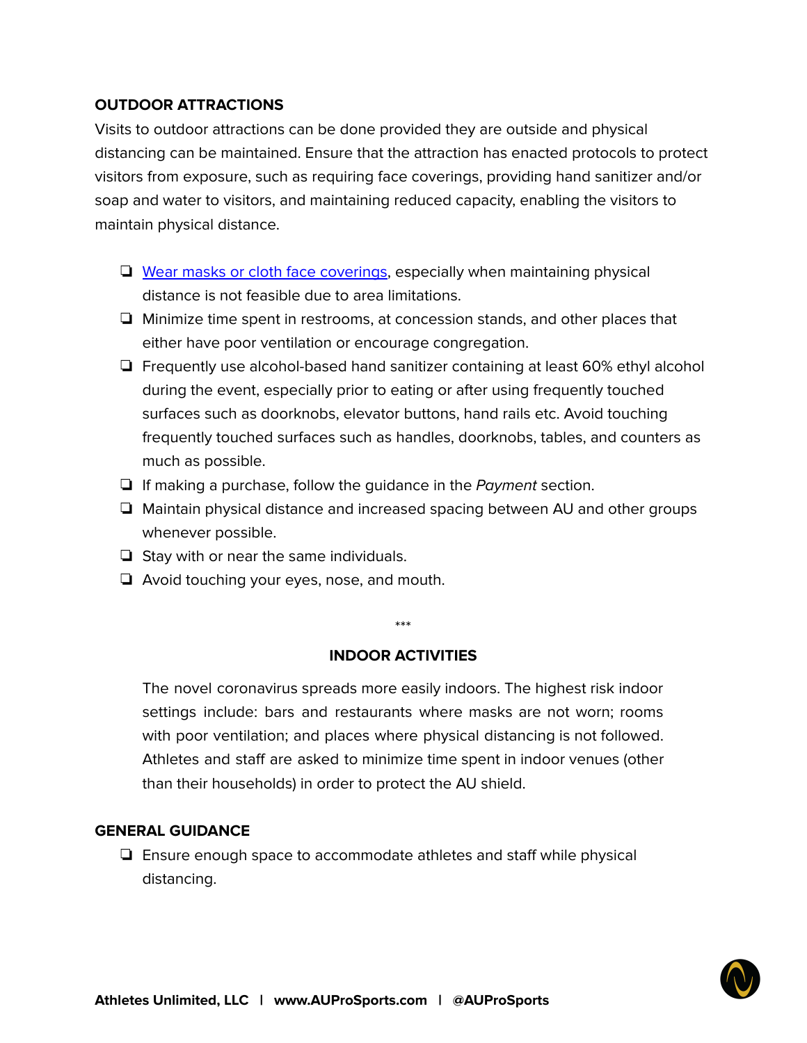## OUTDOOR ATTRACTIONS

Visits to outdoor attractions can be done provided they are outside and physical distancing can be maintained. Ensure that the attraction has enacted protocols to protect visitors from exposure, such as requiring face coverings, providing hand sanitizer and/or soap and water to visitors, and maintaining reduced capacity, enabling the visitors to maintain physical distance.

- ❏ Wear masks or cloth face coverings, especially when maintaining physical distance is not feasible due to area limitations.
- ❏ Minimize time spent in restrooms, at concession stands, and other places that either have poor ventilation or encourage congregation.
- ❏ Frequently use alcohol-based hand sanitizer containing at least 60% ethyl alcohol during the event, especially prior to eating or after using frequently touched surfaces such as doorknobs, elevator buttons, hand rails etc. Avoid touching frequently touched surfaces such as handles, doorknobs, tables, and counters as much as possible.
- ❏ If making a purchase, follow the guidance in the *Payment* section.
- ❏ Maintain physical distance and increased spacing between AU and other groups whenever possible.
- ❏ Stay with or near the same individuals.
- ❏ Avoid touching your eyes, nose, and mouth.

***

## INDOOR ACTIVITIES

The novel coronavirus spreads more easily indoors. The highest risk indoor settings include: bars and restaurants where masks are not worn; rooms with poor ventilation; and places where physical distancing is not followed. Athletes and staff are asked to minimize time spent in indoor venues (other than their households) in order to protect the AU shield.

## GENERAL GUIDANCE

- ❏ Ensure enough space to accommodate athletes and staff while physical distancing.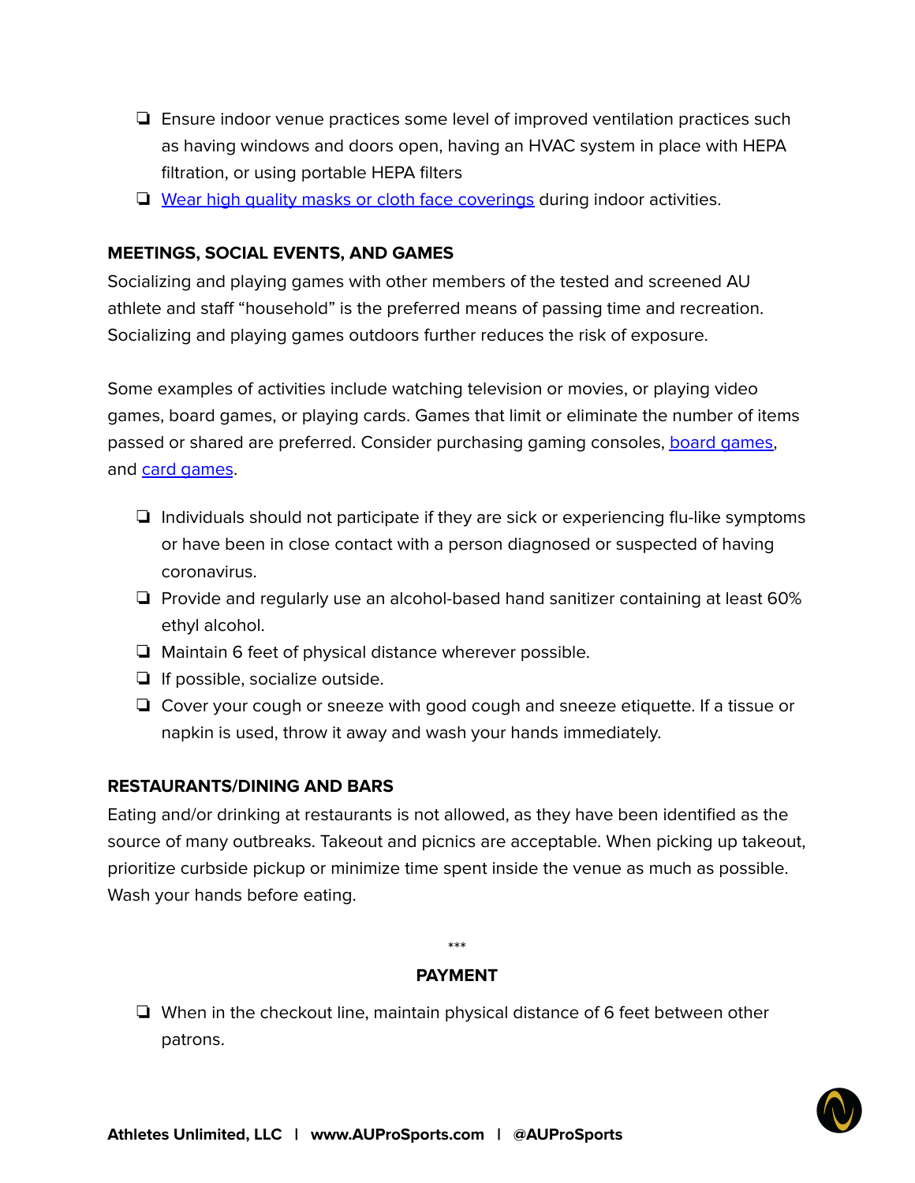- [ ] Ensure indoor venue practices some level of improved ventilation practices such as having windows and doors open, having an HVAC system in place with HEPA filtration, or using portable HEPA filters
- [ ] Wear high quality masks or cloth face coverings during indoor activities.

**MEETINGS, SOCIAL EVENTS, AND GAMES**

Socializing and playing games with other members of the tested and screened AU athlete and staff "household" is the preferred means of passing time and recreation. Socializing and playing games outdoors further reduces the risk of exposure.

Some examples of activities include watching television or movies, or playing video games, board games, or playing cards. Games that limit or eliminate the number of items passed or shared are preferred. Consider purchasing gaming consoles, board games, and card games.

- [ ] Individuals should not participate if they are sick or experiencing flu-like symptoms or have been in close contact with a person diagnosed or suspected of having coronavirus.
- [ ] Provide and regularly use an alcohol-based hand sanitizer containing at least 60% ethyl alcohol.
- [ ] Maintain 6 feet of physical distance wherever possible.
- [ ] If possible, socialize outside.
- [ ] Cover your cough or sneeze with good cough and sneeze etiquette. If a tissue or napkin is used, throw it away and wash your hands immediately.

**RESTAURANTS/DINING AND BARS**

Eating and/or drinking at restaurants is not allowed, as they have been identified as the source of many outbreaks. Takeout and picnics are acceptable. When picking up takeout, prioritize curbside pickup or minimize time spent inside the venue as much as possible. Wash your hands before eating.

\*\*\*

**PAYMENT**

- [ ] When in the checkout line, maintain physical distance of 6 feet between other patrons.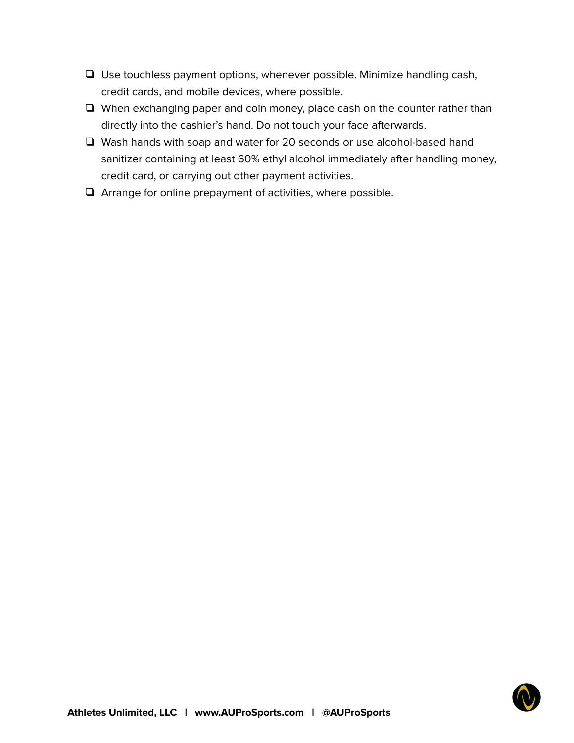- [ ] Use touchless payment options, whenever possible. Minimize handling cash, credit cards, and mobile devices, where possible.
- [ ] When exchanging paper and coin money, place cash on the counter rather than directly into the cashier's hand. Do not touch your face afterwards.
- [ ] Wash hands with soap and water for 20 seconds or use alcohol-based hand sanitizer containing at least 60% ethyl alcohol immediately after handling money, credit card, or carrying out other payment activities.
- [ ] Arrange for online prepayment of activities, where possible.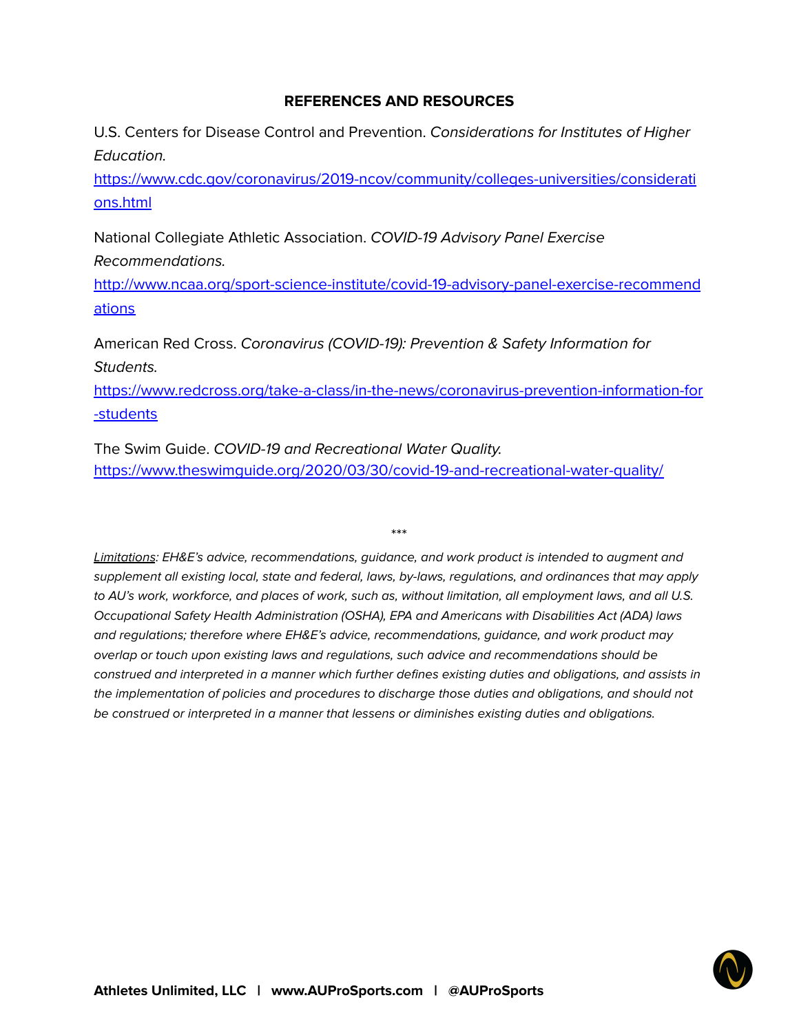## REFERENCES AND RESOURCES

U.S. Centers for Disease Control and Prevention. *Considerations for Institutes of Higher Education.* https://www.cdc.gov/coronavirus/2019-ncov/community/colleges-universities/considerations.html

National Collegiate Athletic Association. *COVID-19 Advisory Panel Exercise Recommendations.* http://www.ncaa.org/sport-science-institute/covid-19-advisory-panel-exercise-recommendations

American Red Cross. *Coronavirus (COVID-19): Prevention & Safety Information for Students.* https://www.redcross.org/take-a-class/in-the-news/coronavirus-prevention-information-for-students

The Swim Guide. *COVID-19 and Recreational Water Quality.* https://www.theswimguide.org/2020/03/30/covid-19-and-recreational-water-quality/

***

*Limitations: EH&E's advice, recommendations, guidance, and work product is intended to augment and supplement all existing local, state and federal, laws, by-laws, regulations, and ordinances that may apply to AU's work, workforce, and places of work, such as, without limitation, all employment laws, and all U.S. Occupational Safety Health Administration (OSHA), EPA and Americans with Disabilities Act (ADA) laws and regulations; therefore where EH&E's advice, recommendations, guidance, and work product may overlap or touch upon existing laws and regulations, such advice and recommendations should be construed and interpreted in a manner which further defines existing duties and obligations, and assists in the implementation of policies and procedures to discharge those duties and obligations, and should not be construed or interpreted in a manner that lessens or diminishes existing duties and obligations.*